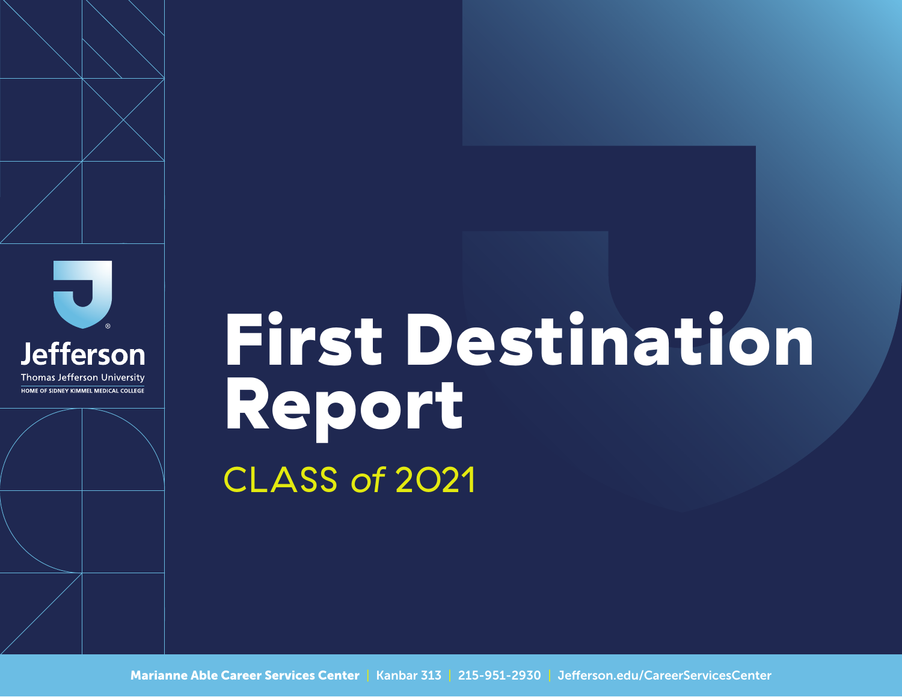Jefferson

Thomas Jefferson University

HOME OF SIDNEY KIMMEL MEDICAL COLLEGE

# First Destination Report

## CLASS *of* 2021

**Marianne Able Career Services Center** | Kanbar 313 | 215-951-2930 | Jefferson.edu/CareerServicesCenter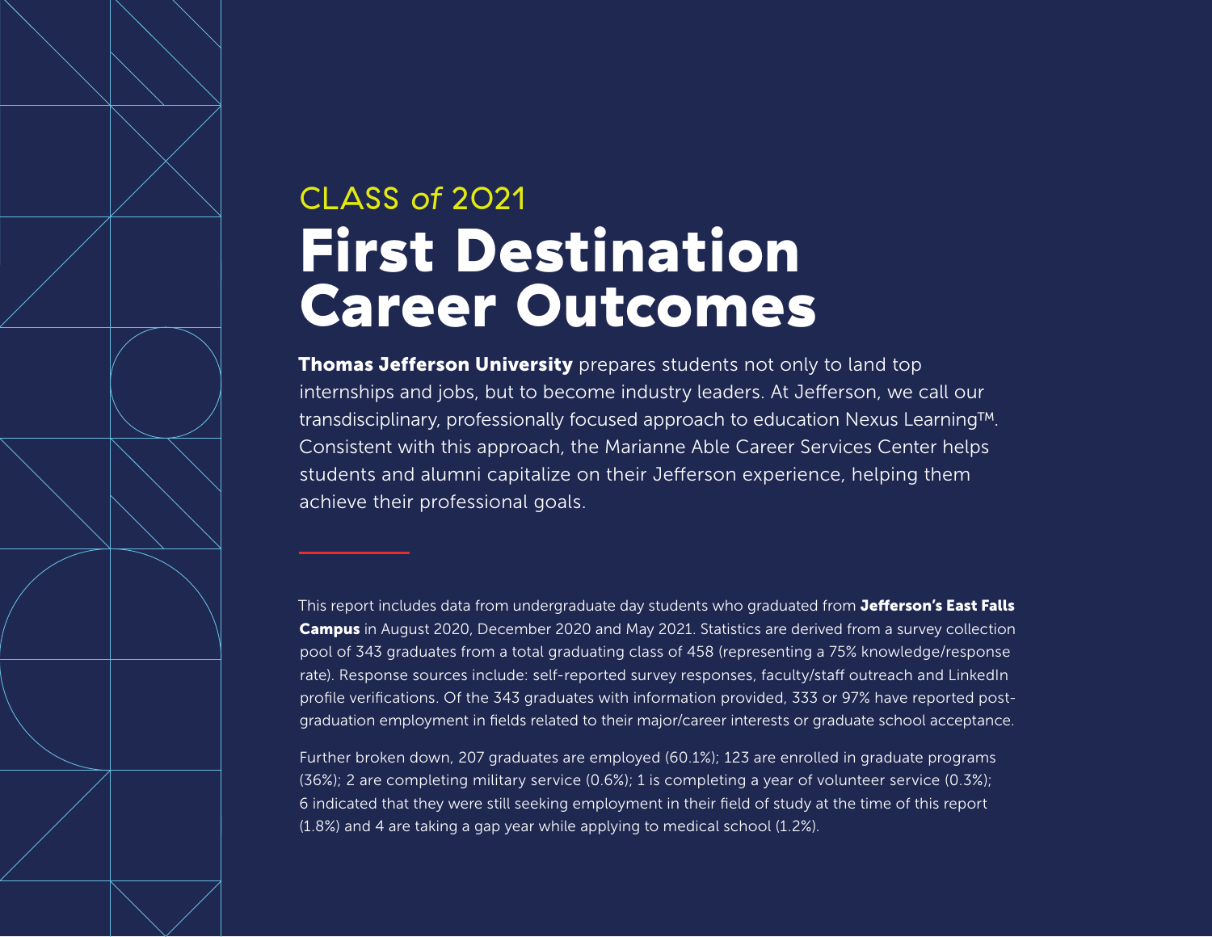CLASS *of* 2021

# First Destination Career Outcomes

**Thomas Jefferson University** prepares students not only to land top internships and jobs, but to become industry leaders. At Jefferson, we call our transdisciplinary, professionally focused approach to education Nexus Learning™. Consistent with this approach, the Marianne Able Career Services Center helps students and alumni capitalize on their Jefferson experience, helping them achieve their professional goals.

This report includes data from undergraduate day students who graduated from **Jefferson's East Falls Campus** in August 2020, December 2020 and May 2021. Statistics are derived from a survey collection pool of 343 graduates from a total graduating class of 458 (representing a 75% knowledge/response rate). Response sources include: self-reported survey responses, faculty/staff outreach and LinkedIn profile verifications. Of the 343 graduates with information provided, 333 or 97% have reported post-graduation employment in fields related to their major/career interests or graduate school acceptance.

Further broken down, 207 graduates are employed (60.1%); 123 are enrolled in graduate programs (36%); 2 are completing military service (0.6%); 1 is completing a year of volunteer service (0.3%); 6 indicated that they were still seeking employment in their field of study at the time of this report (1.8%) and 4 are taking a gap year while applying to medical school (1.2%).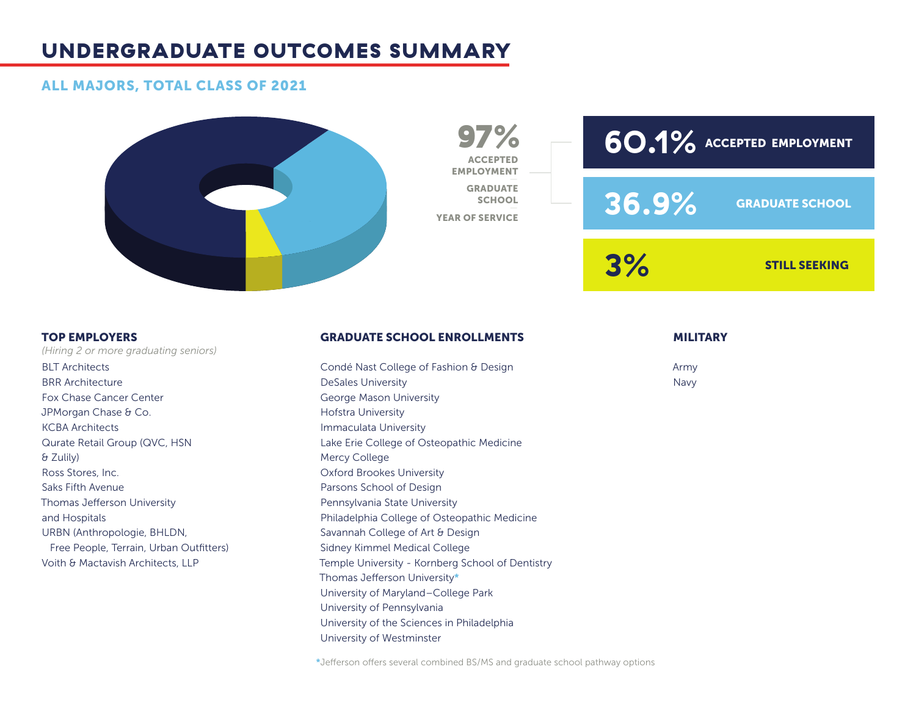# UNDERGRADUATE OUTCOMES SUMMARY

## ALL MAJORS, TOTAL CLASS OF 2021

**97%**
ACCEPTED EMPLOYMENT
GRADUATE SCHOOL
YEAR OF SERVICE

| | |
|---|---|
| **60.1%** | **ACCEPTED EMPLOYMENT** |
| **36.9%** | **GRADUATE SCHOOL** |
| **3%** | **STILL SEEKING** |

### TOP EMPLOYERS

*(Hiring 2 or more graduating seniors)*

- BLT Architects
- BRR Architecture
- Fox Chase Cancer Center
- JPMorgan Chase & Co.
- KCBA Architects
- Qurate Retail Group (QVC, HSN & Zulily)
- Ross Stores, Inc.
- Saks Fifth Avenue
- Thomas Jefferson University and Hospitals
- URBN (Anthropologie, BHLDN, Free People, Terrain, Urban Outfitters)
- Voith & Mactavish Architects, LLP

### GRADUATE SCHOOL ENROLLMENTS

- Condé Nast College of Fashion & Design
- DeSales University
- George Mason University
- Hofstra University
- Immaculata University
- Lake Erie College of Osteopathic Medicine
- Mercy College
- Oxford Brookes University
- Parsons School of Design
- Pennsylvania State University
- Philadelphia College of Osteopathic Medicine
- Savannah College of Art & Design
- Sidney Kimmel Medical College
- Temple University - Kornberg School of Dentistry
- Thomas Jefferson University*
- University of Maryland–College Park
- University of Pennsylvania
- University of the Sciences in Philadelphia
- University of Westminster

*Jefferson offers several combined BS/MS and graduate school pathway options

### MILITARY

- Army
- Navy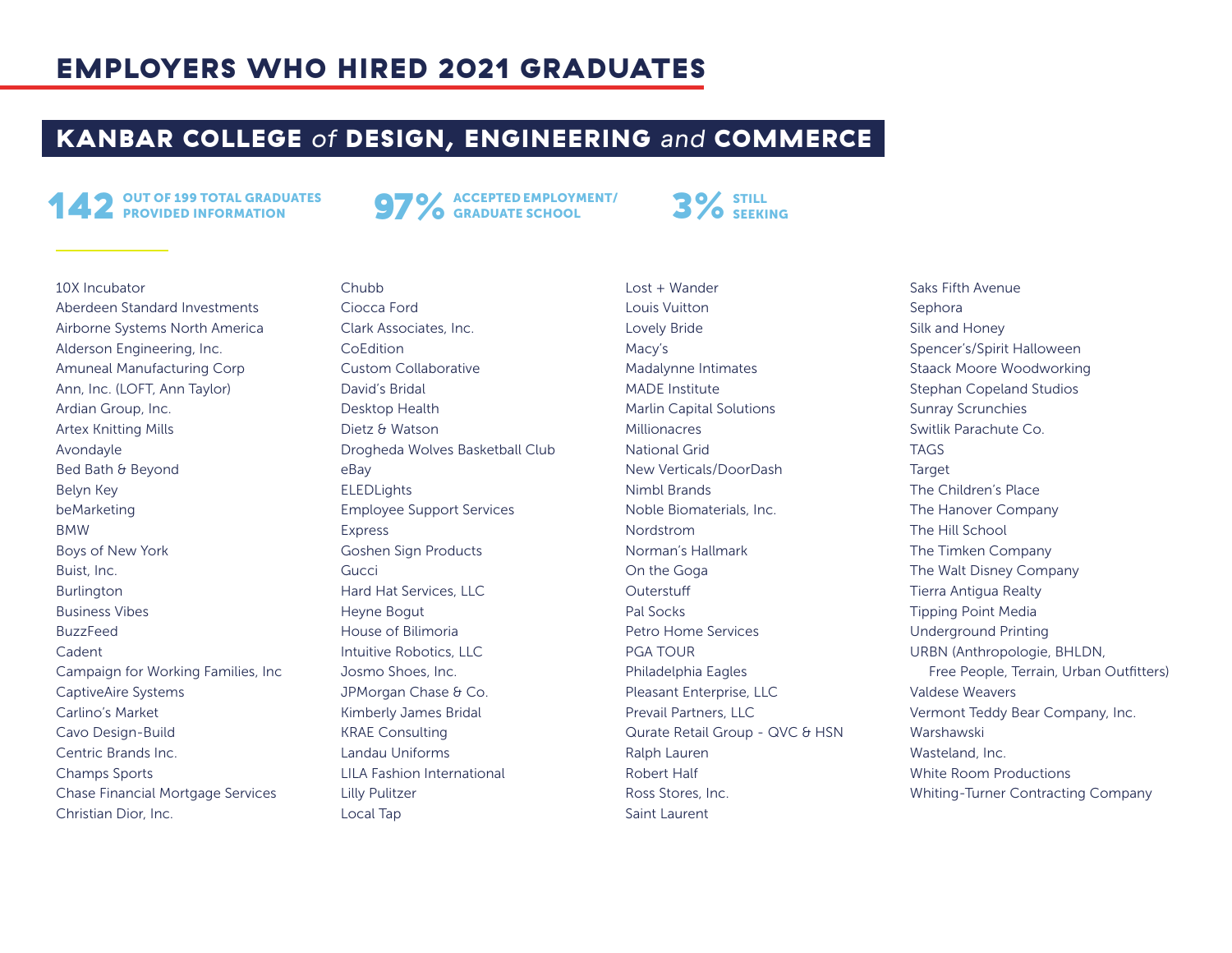# EMPLOYERS WHO HIRED 2021 GRADUATES

## KANBAR COLLEGE *of* DESIGN, ENGINEERING *and* COMMERCE

**142** OUT OF 199 TOTAL GRADUATES PROVIDED INFORMATION

**97%** ACCEPTED EMPLOYMENT/ GRADUATE SCHOOL

**3%** STILL SEEKING

10X Incubator
Aberdeen Standard Investments
Airborne Systems North America
Alderson Engineering, Inc.
Amuneal Manufacturing Corp
Ann, Inc. (LOFT, Ann Taylor)
Ardian Group, Inc.
Artex Knitting Mills
Avondayle
Bed Bath & Beyond
Belyn Key
beMarketing
BMW
Boys of New York
Buist, Inc.
Burlington
Business Vibes
BuzzFeed
Cadent
Campaign for Working Families, Inc
CaptiveAire Systems
Carlino's Market
Cavo Design-Build
Centric Brands Inc.
Champs Sports
Chase Financial Mortgage Services
Christian Dior, Inc.
Chubb
Ciocca Ford
Clark Associates, Inc.
CoEdition
Custom Collaborative
David's Bridal
Desktop Health
Dietz & Watson
Drogheda Wolves Basketball Club
eBay
ELEDLights
Employee Support Services
Express
Goshen Sign Products
Gucci
Hard Hat Services, LLC
Heyne Bogut
House of Bilimoria
Intuitive Robotics, LLC
Josmo Shoes, Inc.
JPMorgan Chase & Co.
Kimberly James Bridal
KRAE Consulting
Landau Uniforms
LILA Fashion International
Lilly Pulitzer
Local Tap
Lost + Wander
Louis Vuitton
Lovely Bride
Macy's
Madalynne Intimates
MADE Institute
Marlin Capital Solutions
Millionacres
National Grid
New Verticals/DoorDash
Nimbl Brands
Noble Biomaterials, Inc.
Nordstrom
Norman's Hallmark
On the Goga
Outerstuff
Pal Socks
Petro Home Services
PGA TOUR
Philadelphia Eagles
Pleasant Enterprise, LLC
Prevail Partners, LLC
Qurate Retail Group - QVC & HSN
Ralph Lauren
Robert Half
Ross Stores, Inc.
Saint Laurent
Saks Fifth Avenue
Sephora
Silk and Honey
Spencer's/Spirit Halloween
Staack Moore Woodworking
Stephan Copeland Studios
Sunray Scrunchies
Switlik Parachute Co.
TAGS
Target
The Children's Place
The Hanover Company
The Hill School
The Timken Company
The Walt Disney Company
Tierra Antigua Realty
Tipping Point Media
Underground Printing
URBN (Anthropologie, BHLDN, Free People, Terrain, Urban Outfitters)
Valdese Weavers
Vermont Teddy Bear Company, Inc.
Warshawski
Wasteland, Inc.
White Room Productions
Whiting-Turner Contracting Company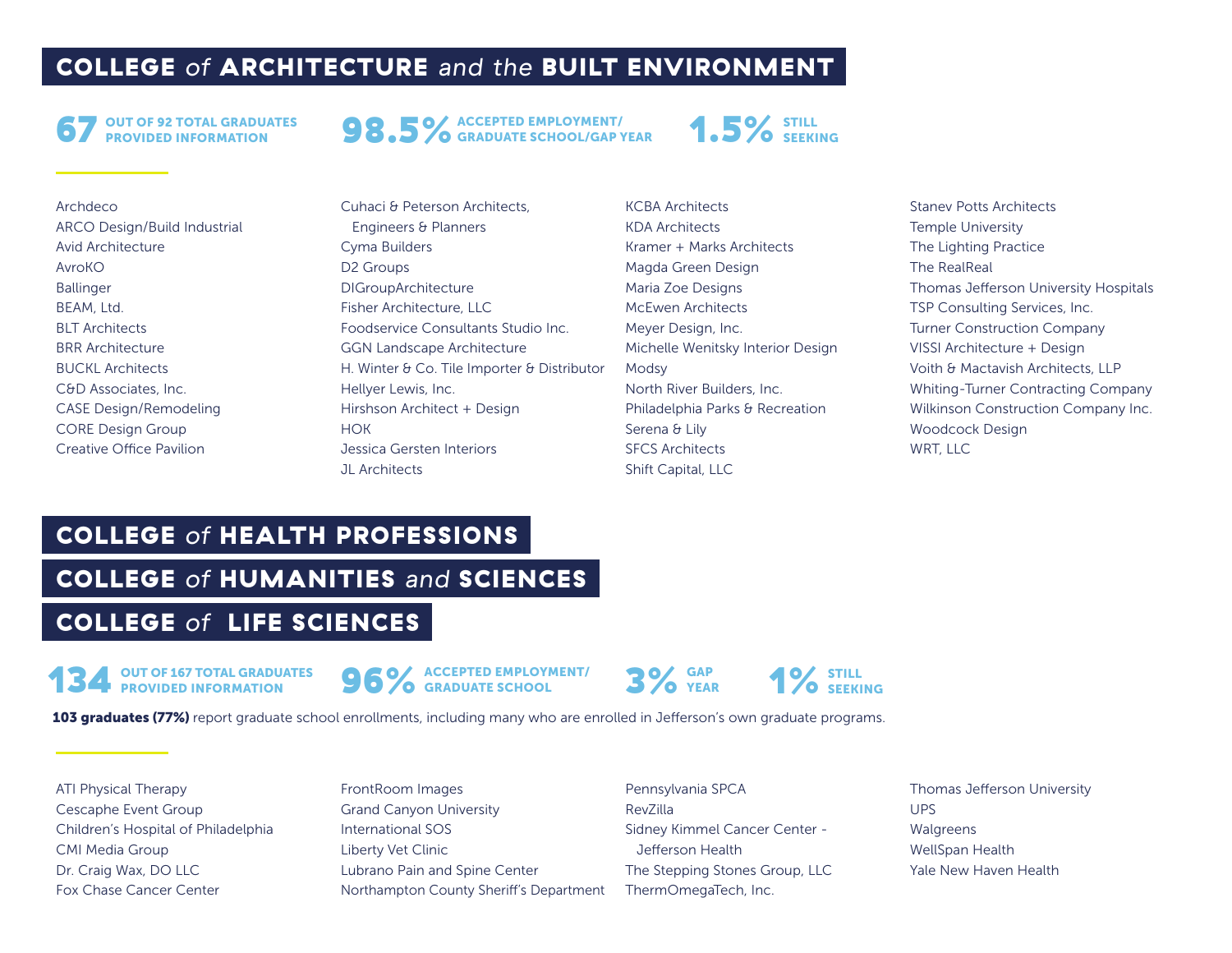## COLLEGE *of* ARCHITECTURE *and the* BUILT ENVIRONMENT

**67** OUT OF 92 TOTAL GRADUATES PROVIDED INFORMATION

**98.5%** ACCEPTED EMPLOYMENT/ GRADUATE SCHOOL/GAP YEAR

**1.5%** STILL SEEKING

Archdeco
ARCO Design/Build Industrial
Avid Architecture
AvroKO
Ballinger
BEAM, Ltd.
BLT Architects
BRR Architecture
BUCKL Architects
C&D Associates, Inc.
CASE Design/Remodeling
CORE Design Group
Creative Office Pavilion
Cuhaci & Peterson Architects, Engineers & Planners
Cyma Builders
D2 Groups
DIGroupArchitecture
Fisher Architecture, LLC
Foodservice Consultants Studio Inc.
GGN Landscape Architecture
H. Winter & Co. Tile Importer & Distributor
Hellyer Lewis, Inc.
Hirshson Architect + Design
HOK
Jessica Gersten Interiors
JL Architects
KCBA Architects
KDA Architects
Kramer + Marks Architects
Magda Green Design
Maria Zoe Designs
McEwen Architects
Meyer Design, Inc.
Michelle Wenitsky Interior Design
Modsy
North River Builders, Inc.
Philadelphia Parks & Recreation
Serena & Lily
SFCS Architects
Shift Capital, LLC
Stanev Potts Architects
Temple University
The Lighting Practice
The RealReal
Thomas Jefferson University Hospitals
TSP Consulting Services, Inc.
Turner Construction Company
VISSI Architecture + Design
Voith & Mactavish Architects, LLP
Whiting-Turner Contracting Company
Wilkinson Construction Company Inc.
Woodcock Design
WRT, LLC

## COLLEGE *of* HEALTH PROFESSIONS

## COLLEGE *of* HUMANITIES *and* SCIENCES

## COLLEGE *of* LIFE SCIENCES

**134** OUT OF 167 TOTAL GRADUATES PROVIDED INFORMATION

**96%** ACCEPTED EMPLOYMENT/ GRADUATE SCHOOL

**3%** GAP YEAR

**1%** STILL SEEKING

**103 graduates (77%)** report graduate school enrollments, including many who are enrolled in Jefferson's own graduate programs.

ATI Physical Therapy
Cescaphe Event Group
Children's Hospital of Philadelphia
CMI Media Group
Dr. Craig Wax, DO LLC
Fox Chase Cancer Center
FrontRoom Images
Grand Canyon University
International SOS
Liberty Vet Clinic
Lubrano Pain and Spine Center
Northampton County Sheriff's Department
Pennsylvania SPCA
RevZilla
Sidney Kimmel Cancer Center - Jefferson Health
The Stepping Stones Group, LLC
ThermOmegaTech, Inc.
Thomas Jefferson University
UPS
Walgreens
WellSpan Health
Yale New Haven Health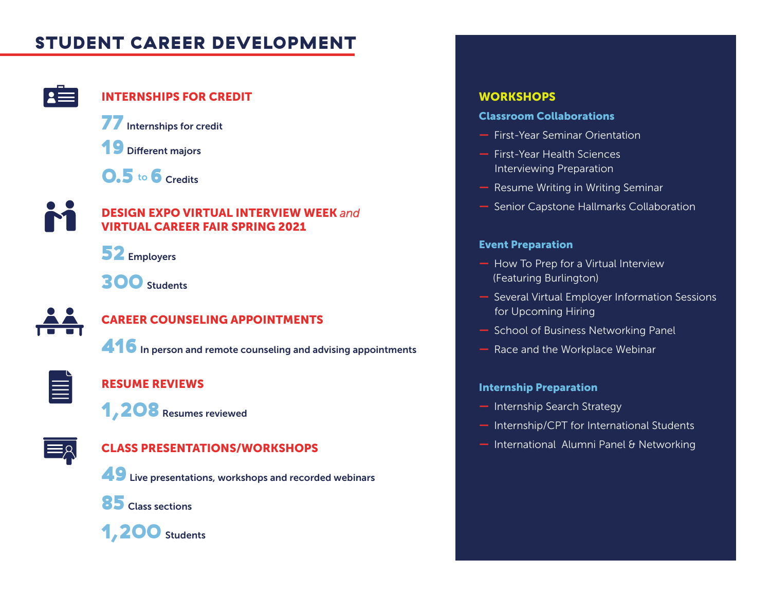# STUDENT CAREER DEVELOPMENT

## INTERNSHIPS FOR CREDIT

**77** Internships for credit

**19** Different majors

**0.5** to **6** Credits

## DESIGN EXPO VIRTUAL INTERVIEW WEEK *and* VIRTUAL CAREER FAIR SPRING 2021

**52** Employers

**300** Students

## CAREER COUNSELING APPOINTMENTS

**416** In person and remote counseling and advising appointments

## RESUME REVIEWS

**1,208** Resumes reviewed

## CLASS PRESENTATIONS/WORKSHOPS

**49** Live presentations, workshops and recorded webinars

**85** Class sections

**1,200** Students

## WORKSHOPS

### Classroom Collaborations

- First-Year Seminar Orientation
- First-Year Health Sciences Interviewing Preparation
- Resume Writing in Writing Seminar
- Senior Capstone Hallmarks Collaboration

### Event Preparation

- How To Prep for a Virtual Interview (Featuring Burlington)
- Several Virtual Employer Information Sessions for Upcoming Hiring
- School of Business Networking Panel
- Race and the Workplace Webinar

### Internship Preparation

- Internship Search Strategy
- Internship/CPT for International Students
- International Alumni Panel & Networking